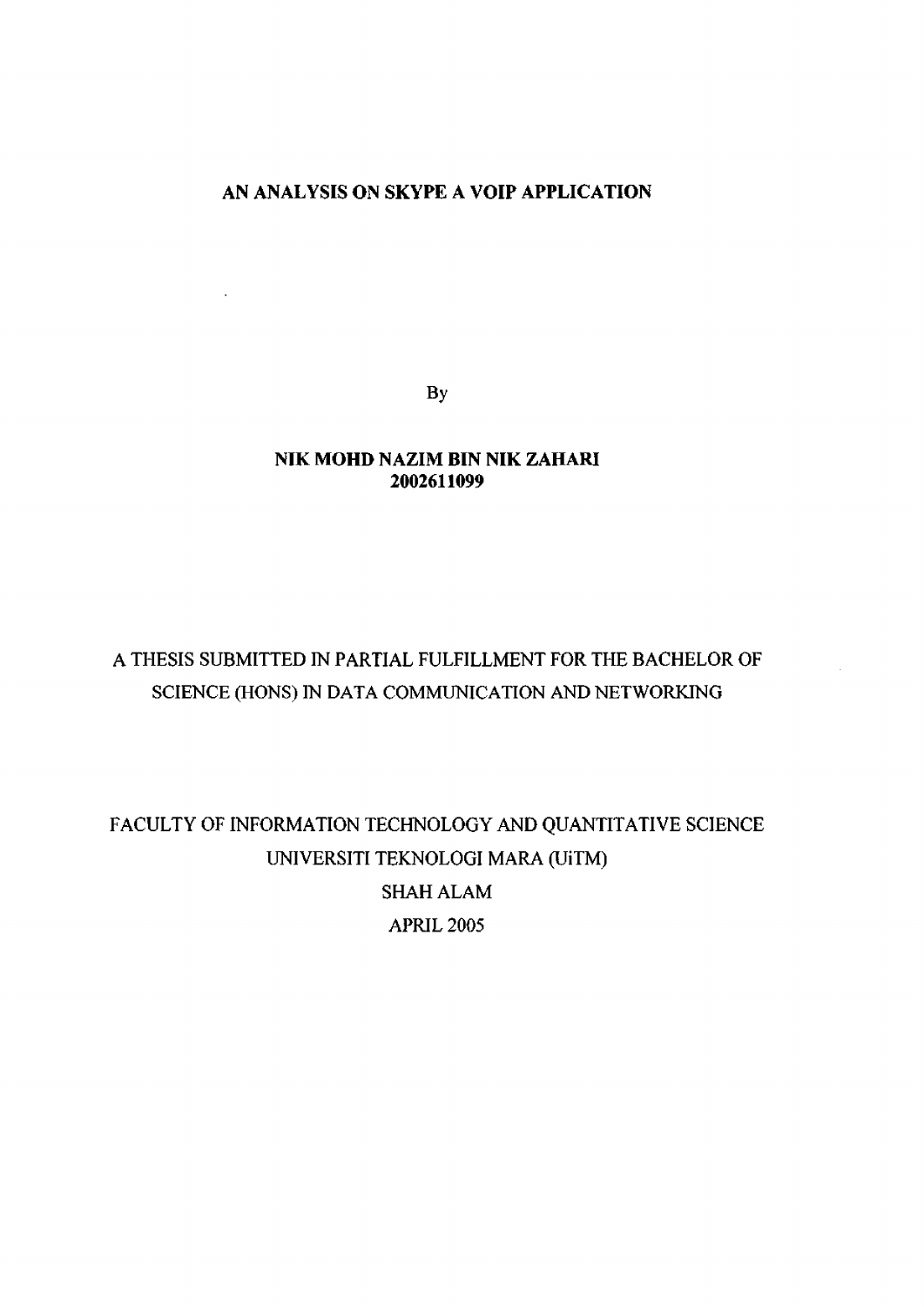# AN ANALYSIS ON SKYPE A VOIP APPLICATION

By

**NIK MOHD NAZIM BIN NIK ZAHARI**
**2002611099**

A THESIS SUBMITTED IN PARTIAL FULFILLMENT FOR THE BACHELOR OF SCIENCE (HONS) IN DATA COMMUNICATION AND NETWORKING

FACULTY OF INFORMATION TECHNOLOGY AND QUANTITATIVE SCIENCE
UNIVERSITI TEKNOLOGI MARA (UiTM)
SHAH ALAM
APRIL 2005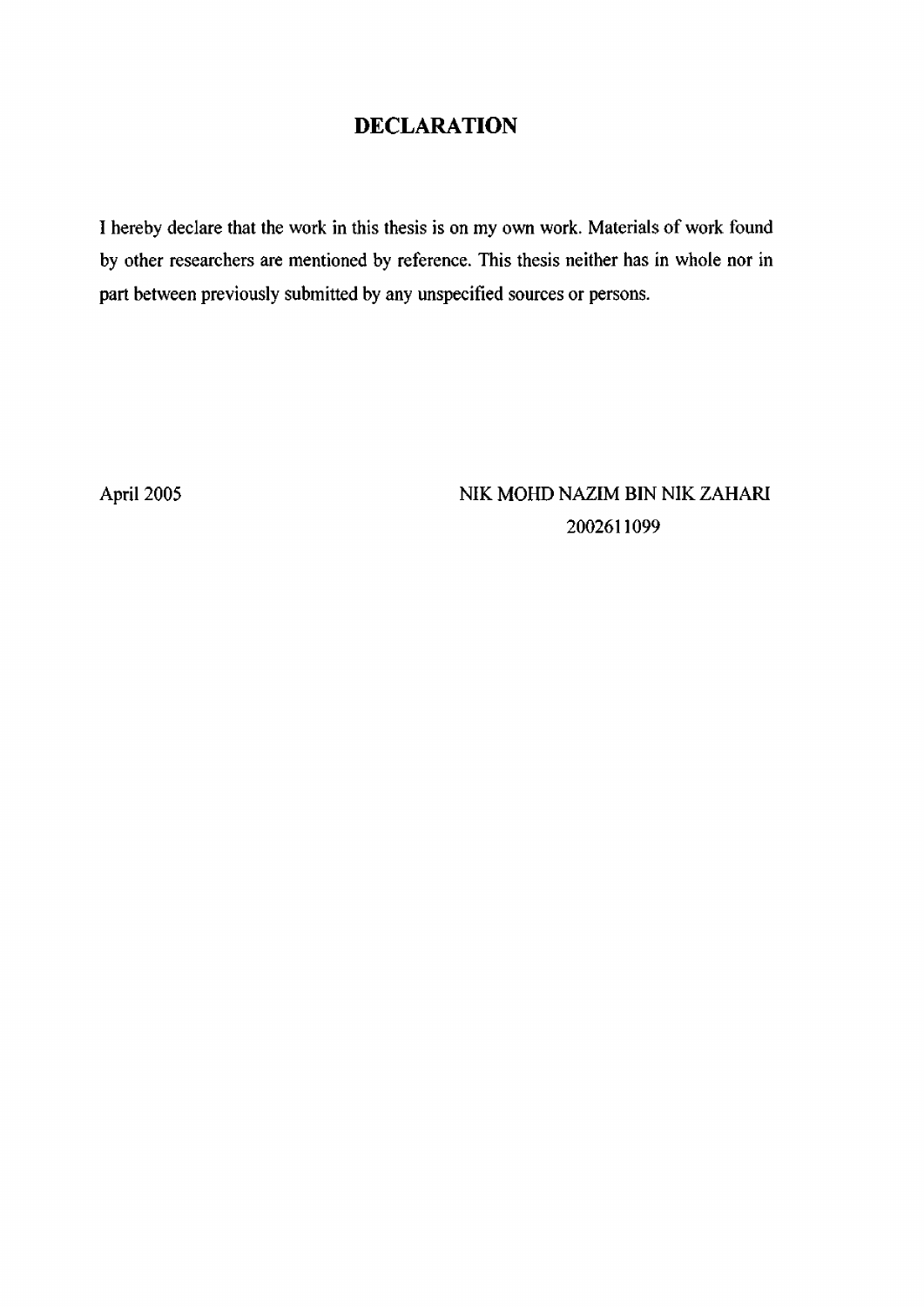# DECLARATION

I hereby declare that the work in this thesis is on my own work. Materials of work found by other researchers are mentioned by reference. This thesis neither has in whole nor in part between previously submitted by any unspecified sources or persons.

April 2005

NIK MOHD NAZIM BIN NIK ZAHARI
2002611099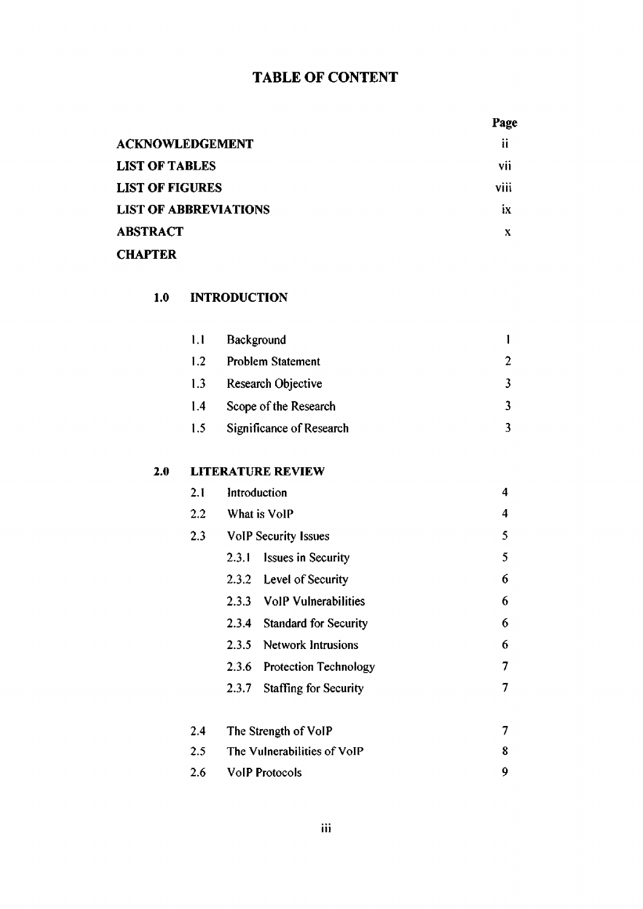# TABLE OF CONTENT

| | Page |
|---|---|
| **ACKNOWLEDGEMENT** | ii |
| **LIST OF TABLES** | vii |
| **LIST OF FIGURES** | viii |
| **LIST OF ABBREVIATIONS** | ix |
| **ABSTRACT** | x |
| **CHAPTER** | |
| **1.0 INTRODUCTION** | |
| 1.1 Background | 1 |
| 1.2 Problem Statement | 2 |
| 1.3 Research Objective | 3 |
| 1.4 Scope of the Research | 3 |
| 1.5 Significance of Research | 3 |
| **2.0 LITERATURE REVIEW** | |
| 2.1 Introduction | 4 |
| 2.2 What is VoIP | 4 |
| 2.3 VoIP Security Issues | 5 |
| 2.3.1 Issues in Security | 5 |
| 2.3.2 Level of Security | 6 |
| 2.3.3 VoIP Vulnerabilities | 6 |
| 2.3.4 Standard for Security | 6 |
| 2.3.5 Network Intrusions | 6 |
| 2.3.6 Protection Technology | 7 |
| 2.3.7 Staffing for Security | 7 |
| 2.4 The Strength of VoIP | 7 |
| 2.5 The Vulnerabilities of VoIP | 8 |
| 2.6 VoIP Protocols | 9 |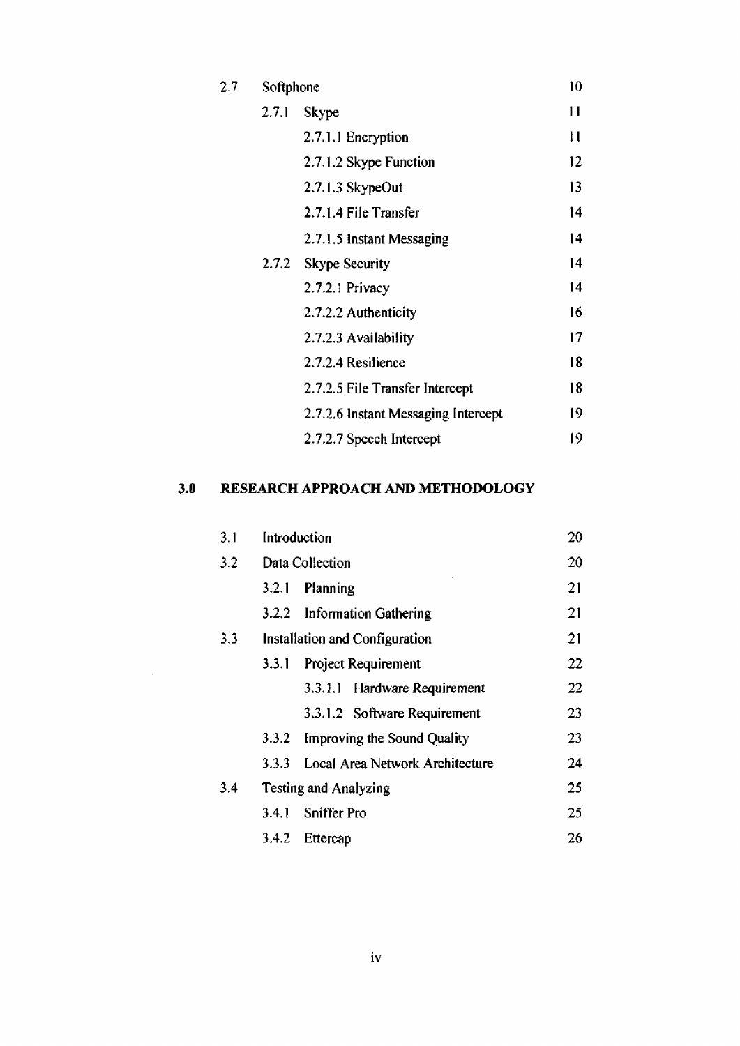| | | | |
|---|---|---|---|
| 2.7 | Softphone | | 10 |
| | 2.7.1 | Skype | 11 |
| | | 2.7.1.1 Encryption | 11 |
| | | 2.7.1.2 Skype Function | 12 |
| | | 2.7.1.3 SkypeOut | 13 |
| | | 2.7.1.4 File Transfer | 14 |
| | | 2.7.1.5 Instant Messaging | 14 |
| | 2.7.2 | Skype Security | 14 |
| | | 2.7.2.1 Privacy | 14 |
| | | 2.7.2.2 Authenticity | 16 |
| | | 2.7.2.3 Availability | 17 |
| | | 2.7.2.4 Resilience | 18 |
| | | 2.7.2.5 File Transfer Intercept | 18 |
| | | 2.7.2.6 Instant Messaging Intercept | 19 |
| | | 2.7.2.7 Speech Intercept | 19 |

**3.0 RESEARCH APPROACH AND METHODOLOGY**

| | | | |
|---|---|---|---|
| 3.1 | Introduction | | 20 |
| 3.2 | Data Collection | | 20 |
| | 3.2.1 | Planning | 21 |
| | 3.2.2 | Information Gathering | 21 |
| 3.3 | Installation and Configuration | | 21 |
| | 3.3.1 | Project Requirement | 22 |
| | | 3.3.1.1 Hardware Requirement | 22 |
| | | 3.3.1.2 Software Requirement | 23 |
| | 3.3.2 | Improving the Sound Quality | 23 |
| | 3.3.3 | Local Area Network Architecture | 24 |
| 3.4 | Testing and Analyzing | | 25 |
| | 3.4.1 | Sniffer Pro | 25 |
| | 3.4.2 | Ettercap | 26 |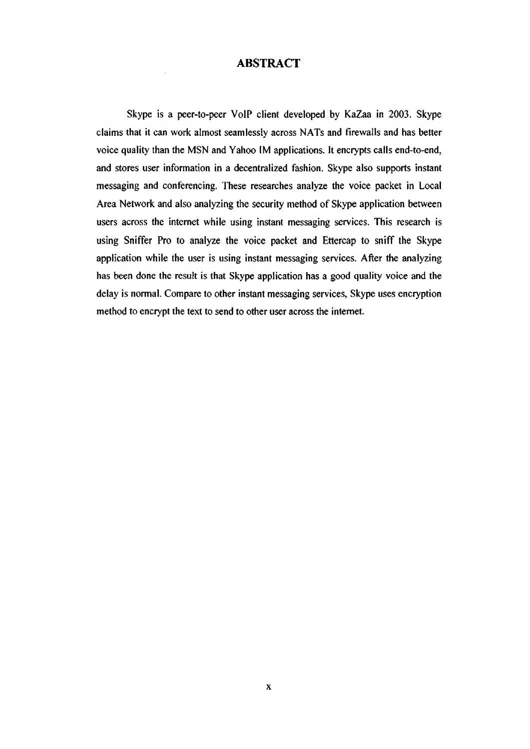# ABSTRACT

Skype is a peer-to-peer VoIP client developed by KaZaa in 2003. Skype claims that it can work almost seamlessly across NATs and firewalls and has better voice quality than the MSN and Yahoo IM applications. It encrypts calls end-to-end, and stores user information in a decentralized fashion. Skype also supports instant messaging and conferencing. These researches analyze the voice packet in Local Area Network and also analyzing the security method of Skype application between users across the internet while using instant messaging services. This research is using Sniffer Pro to analyze the voice packet and Ettercap to sniff the Skype application while the user is using instant messaging services. After the analyzing has been done the result is that Skype application has a good quality voice and the delay is normal. Compare to other instant messaging services, Skype uses encryption method to encrypt the text to send to other user across the internet.